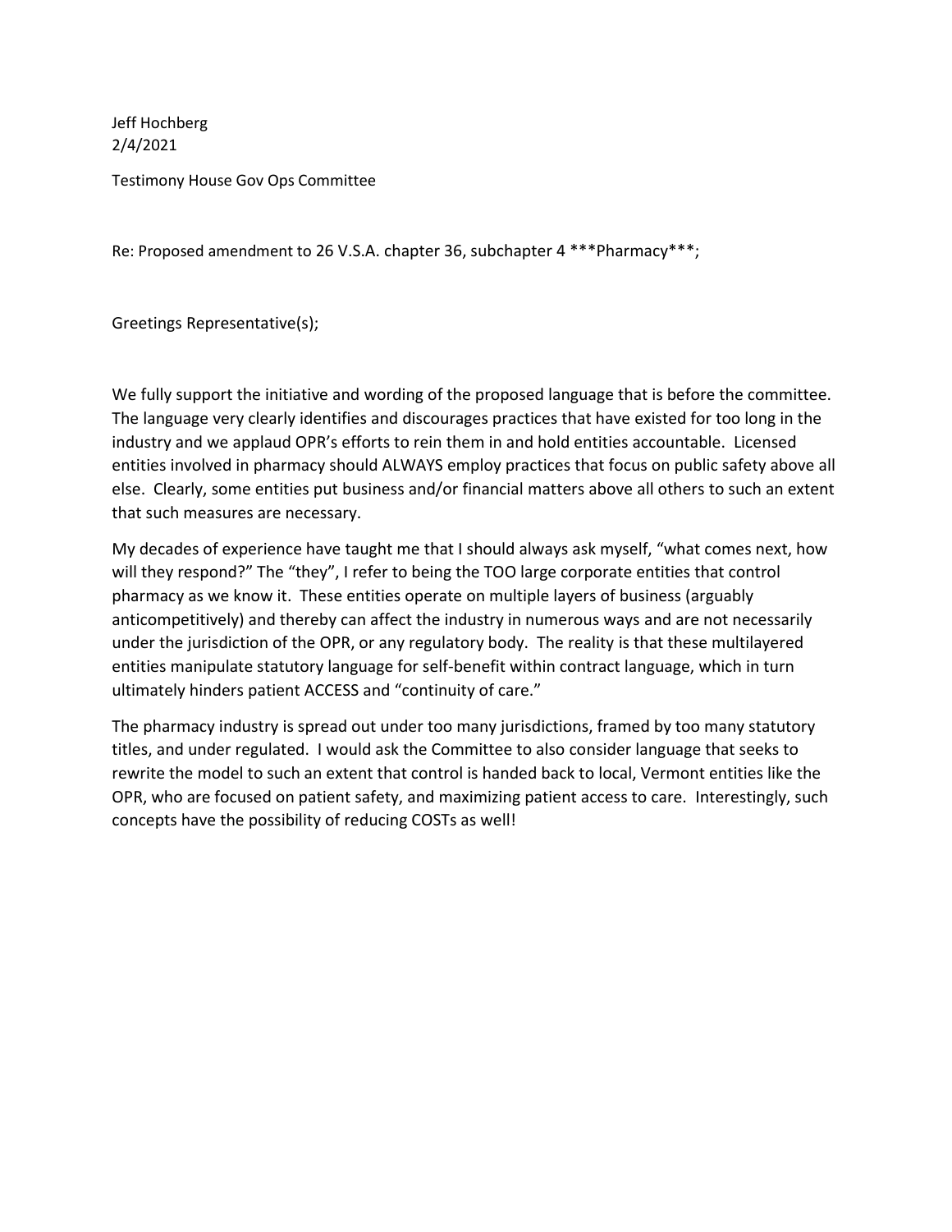Jeff Hochberg
2/4/2021

Testimony House Gov Ops Committee

Re: Proposed amendment to 26 V.S.A. chapter 36, subchapter 4 ***Pharmacy***;

Greetings Representative(s);

We fully support the initiative and wording of the proposed language that is before the committee. The language very clearly identifies and discourages practices that have existed for too long in the industry and we applaud OPR's efforts to rein them in and hold entities accountable. Licensed entities involved in pharmacy should ALWAYS employ practices that focus on public safety above all else. Clearly, some entities put business and/or financial matters above all others to such an extent that such measures are necessary.

My decades of experience have taught me that I should always ask myself, "what comes next, how will they respond?" The "they", I refer to being the TOO large corporate entities that control pharmacy as we know it. These entities operate on multiple layers of business (arguably anticompetitively) and thereby can affect the industry in numerous ways and are not necessarily under the jurisdiction of the OPR, or any regulatory body. The reality is that these multilayered entities manipulate statutory language for self-benefit within contract language, which in turn ultimately hinders patient ACCESS and "continuity of care."

The pharmacy industry is spread out under too many jurisdictions, framed by too many statutory titles, and under regulated. I would ask the Committee to also consider language that seeks to rewrite the model to such an extent that control is handed back to local, Vermont entities like the OPR, who are focused on patient safety, and maximizing patient access to care. Interestingly, such concepts have the possibility of reducing COSTs as well!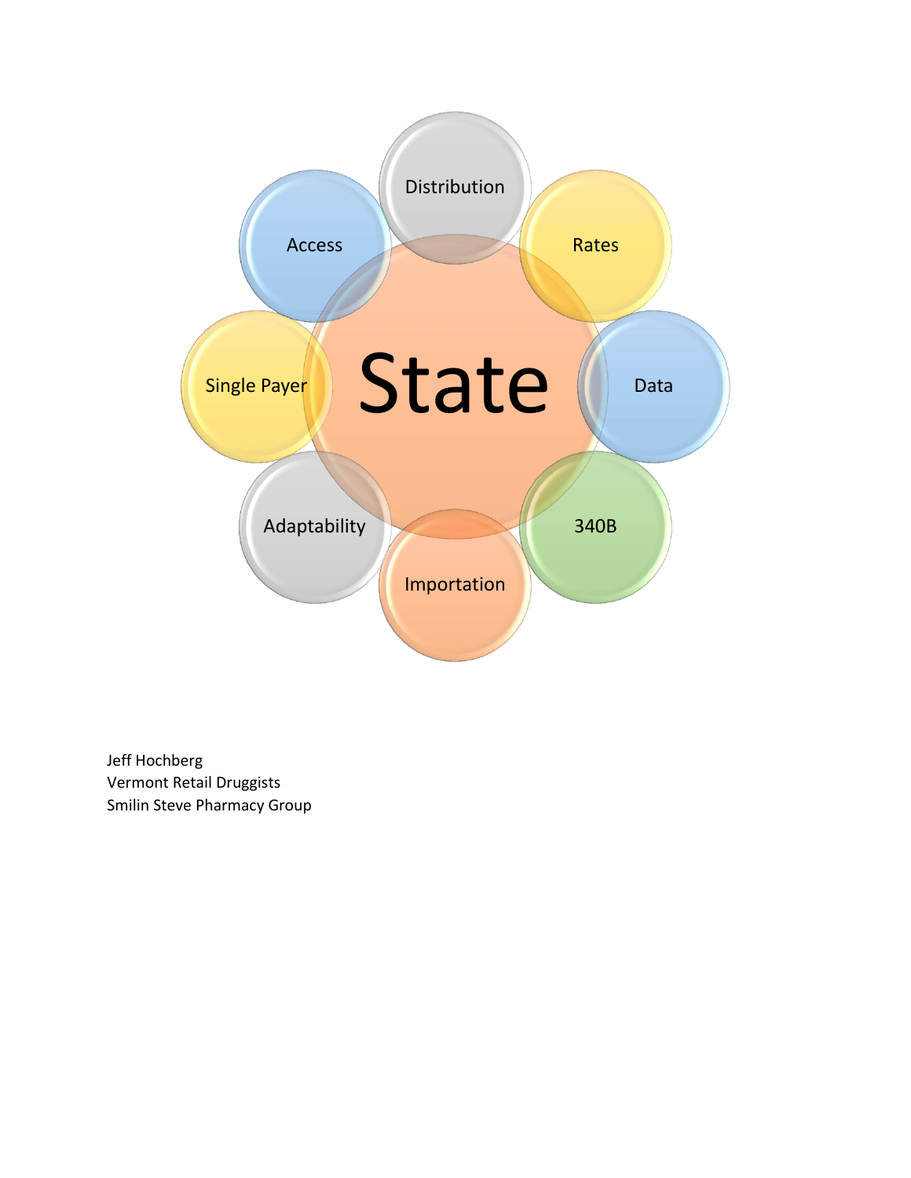Distribution

Access

Rates

Single Payer

State

Data

Adaptability

340B

Importation

Jeff Hochberg
Vermont Retail Druggists
Smilin Steve Pharmacy Group